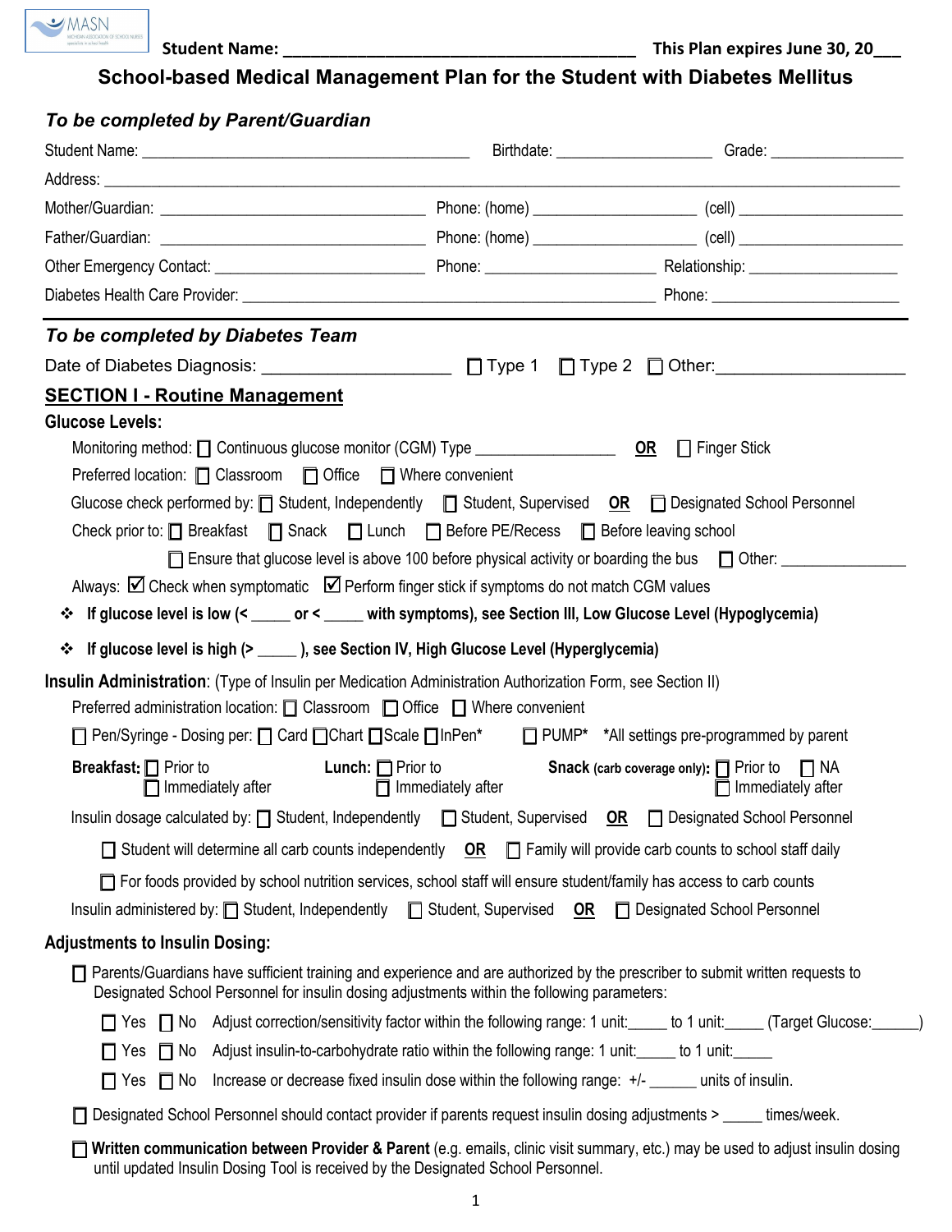**Student Name: \_\_\_\_\_\_\_\_\_\_\_\_\_\_\_\_\_\_\_\_\_\_\_\_\_\_\_\_\_\_\_\_\_\_\_\_\_\_\_\_ This Plan expires June 30, 20\_\_\_**

# School-based Medical Management Plan for the Student with Diabetes Mellitus

## *To be completed by Parent/Guardian*

Student Name: \_\_\_\_\_\_\_\_\_\_\_\_\_\_\_\_\_\_\_\_\_\_\_\_\_\_\_\_\_\_\_\_\_\_\_\_\_\_\_\_ Birthdate: \_\_\_\_\_\_\_\_\_\_\_\_\_\_\_\_\_\_\_ Grade: \_\_\_\_\_\_\_\_\_\_\_\_\_\_\_\_

Address: \_\_\_\_\_\_\_\_\_\_\_\_\_\_\_\_\_\_\_\_\_\_\_\_\_\_\_\_\_\_\_\_\_\_\_\_\_\_\_\_\_\_\_\_\_\_\_\_\_\_\_\_\_\_\_\_\_\_\_\_\_\_\_\_\_\_\_\_\_\_\_\_\_\_\_\_\_\_\_\_\_\_\_\_\_\_\_\_\_\_\_\_

Mother/Guardian: \_\_\_\_\_\_\_\_\_\_\_\_\_\_\_\_\_\_\_\_\_\_\_\_\_\_\_\_\_\_\_\_\_ Phone: (home) \_\_\_\_\_\_\_\_\_\_\_\_\_\_\_\_\_\_\_\_ (cell) \_\_\_\_\_\_\_\_\_\_\_\_\_\_\_\_\_\_\_\_

Father/Guardian: \_\_\_\_\_\_\_\_\_\_\_\_\_\_\_\_\_\_\_\_\_\_\_\_\_\_\_\_\_\_\_\_\_ Phone: (home) \_\_\_\_\_\_\_\_\_\_\_\_\_\_\_\_\_\_\_\_ (cell) \_\_\_\_\_\_\_\_\_\_\_\_\_\_\_\_\_\_\_\_

Other Emergency Contact: \_\_\_\_\_\_\_\_\_\_\_\_\_\_\_\_\_\_\_\_\_\_\_\_\_\_\_ Phone: \_\_\_\_\_\_\_\_\_\_\_\_\_\_\_\_\_\_\_\_\_ Relationship: \_\_\_\_\_\_\_\_\_\_\_\_\_\_\_\_\_\_\_

Diabetes Health Care Provider: \_\_\_\_\_\_\_\_\_\_\_\_\_\_\_\_\_\_\_\_\_\_\_\_\_\_\_\_\_\_\_\_\_\_\_\_\_\_\_\_\_\_\_\_\_\_\_\_\_\_\_\_\_\_\_ Phone: \_\_\_\_\_\_\_\_\_\_\_\_\_\_\_\_\_\_\_\_\_\_\_\_

---

## *To be completed by Diabetes Team*

Date of Diabetes Diagnosis: \_\_\_\_\_\_\_\_\_\_\_\_\_\_\_\_\_\_\_ ☐ Type 1 ☐ Type 2 ☐ Other:\_\_\_\_\_\_\_\_\_\_\_\_\_\_\_\_\_\_\_

### SECTION I - Routine Management

**Glucose Levels:**

Monitoring method: ☐ Continuous glucose monitor (CGM) Type \_\_\_\_\_\_\_\_\_\_\_\_\_\_\_\_\_ **OR** ☐ Finger Stick

Preferred location: ☐ Classroom ☐ Office ☐ Where convenient

Glucose check performed by: ☐ Student, Independently ☐ Student, Supervised **OR** ☐ Designated School Personnel

Check prior to: ☐ Breakfast ☐ Snack ☐ Lunch ☐ Before PE/Recess ☐ Before leaving school

☐ Ensure that glucose level is above 100 before physical activity or boarding the bus ☐ Other: \_\_\_\_\_\_\_\_\_\_\_\_\_\_\_

Always: ☑ Check when symptomatic ☑ Perform finger stick if symptoms do not match CGM values

- **If glucose level is low (< \_\_\_\_\_ or < \_\_\_\_\_ with symptoms), see Section III, Low Glucose Level (Hypoglycemia)**
- **If glucose level is high (> \_\_\_\_\_ ), see Section IV, High Glucose Level (Hyperglycemia)**

**Insulin Administration**: (Type of Insulin per Medication Administration Authorization Form, see Section II)

Preferred administration location: ☐ Classroom ☐ Office ☐ Where convenient

☐ Pen/Syringe - Dosing per: ☐ Card ☐ Chart ☐ Scale ☐ InPen* ☐ PUMP* *All settings pre-programmed by parent

**Breakfast:** ☐ Prior to ☐ Immediately after **Lunch:** ☐ Prior to ☐ Immediately after **Snack (carb coverage only):** ☐ Prior to ☐ NA ☐ Immediately after

Insulin dosage calculated by: ☐ Student, Independently ☐ Student, Supervised **OR** ☐ Designated School Personnel

☐ Student will determine all carb counts independently **OR** ☐ Family will provide carb counts to school staff daily

☐ For foods provided by school nutrition services, school staff will ensure student/family has access to carb counts

Insulin administered by: ☐ Student, Independently ☐ Student, Supervised **OR** ☐ Designated School Personnel

**Adjustments to Insulin Dosing:**

☐ Parents/Guardians have sufficient training and experience and are authorized by the prescriber to submit written requests to Designated School Personnel for insulin dosing adjustments within the following parameters:

☐ Yes ☐ No Adjust correction/sensitivity factor within the following range: 1 unit:\_\_\_\_\_ to 1 unit:\_\_\_\_\_ (Target Glucose:\_\_\_\_\_\_)

☐ Yes ☐ No Adjust insulin-to-carbohydrate ratio within the following range: 1 unit:\_\_\_\_\_ to 1 unit:\_\_\_\_\_

☐ Yes ☐ No Increase or decrease fixed insulin dose within the following range: +/- \_\_\_\_\_\_ units of insulin.

☐ Designated School Personnel should contact provider if parents request insulin dosing adjustments > \_\_\_\_\_ times/week.

☐ **Written communication between Provider & Parent** (e.g. emails, clinic visit summary, etc.) may be used to adjust insulin dosing until updated Insulin Dosing Tool is received by the Designated School Personnel.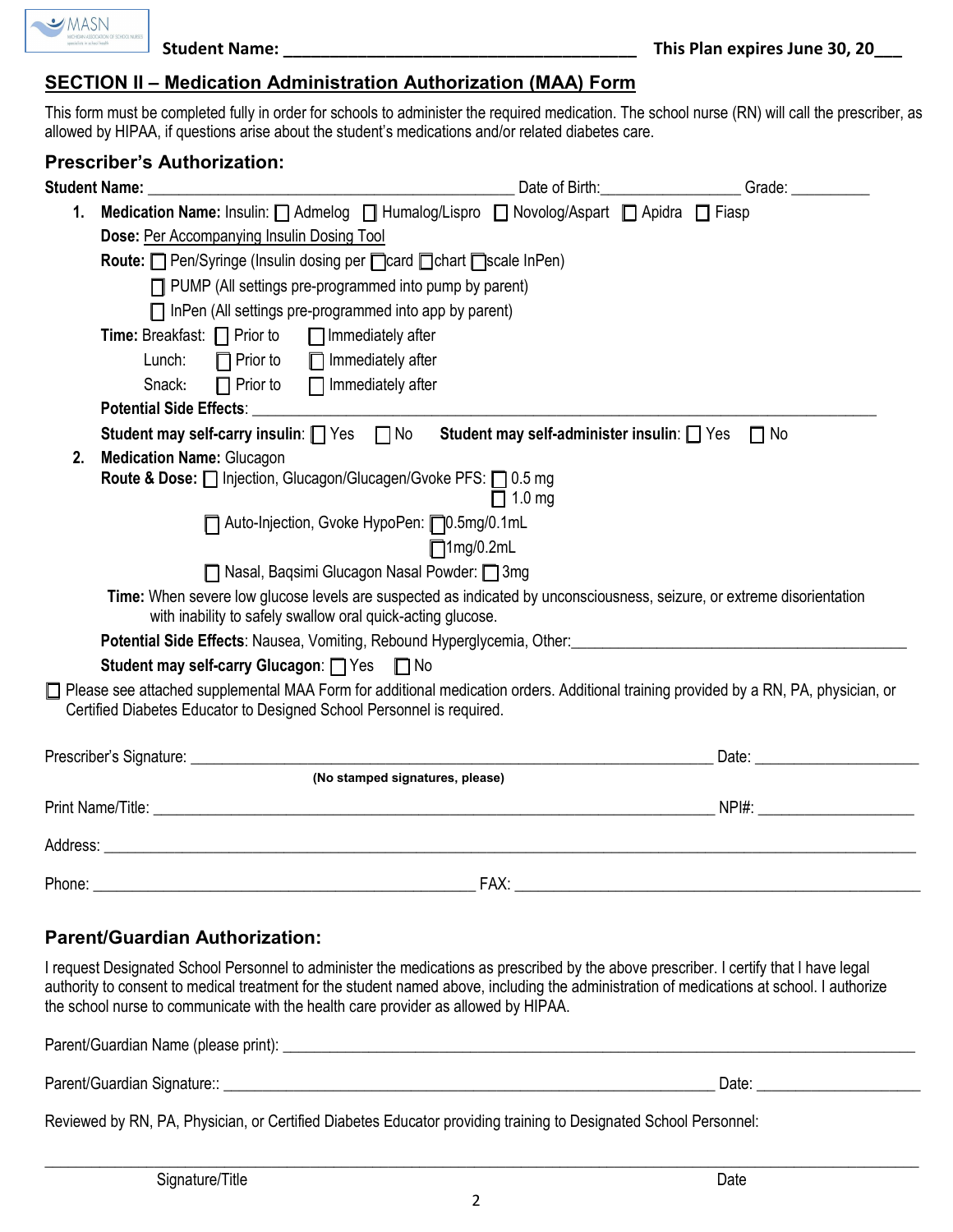**Student Name: ______________________________________** **This Plan expires June 30, 20___**

## SECTION II – Medication Administration Authorization (MAA) Form

This form must be completed fully in order for schools to administer the required medication. The school nurse (RN) will call the prescriber, as allowed by HIPAA, if questions arise about the student's medications and/or related diabetes care.

### Prescriber's Authorization:

**Student Name:** ____________________________________________ Date of Birth:_________________ Grade: __________

1. **Medication Name:** Insulin: ☐ Admelog ☐ Humalog/Lispro ☐ Novolog/Aspart ☐ Apidra ☐ Fiasp

   **Dose:** Per Accompanying Insulin Dosing Tool

   **Route:** ☐ Pen/Syringe (Insulin dosing per ☐card ☐chart ☐scale InPen)

   ☐ PUMP (All settings pre-programmed into pump by parent)

   ☐ InPen (All settings pre-programmed into app by parent)

   **Time:** Breakfast: ☐ Prior to ☐ Immediately after

   Lunch: ☐ Prior to ☐ Immediately after

   Snack: ☐ Prior to ☐ Immediately after

   **Potential Side Effects**: ________________________________________________________________________________

   **Student may self-carry insulin**: ☐ Yes ☐ No **Student may self-administer insulin**: ☐ Yes ☐ No

2. **Medication Name:** Glucagon

   **Route & Dose:** ☐ Injection, Glucagon/Glucagen/Gvoke PFS: ☐ 0.5 mg ☐ 1.0 mg

   ☐ Auto-Injection, Gvoke HypoPen: ☐0.5mg/0.1mL ☐1mg/0.2mL

   ☐ Nasal, Baqsimi Glucagon Nasal Powder: ☐ 3mg

   **Time:** When severe low glucose levels are suspected as indicated by unconsciousness, seizure, or extreme disorientation with inability to safely swallow oral quick-acting glucose.

   **Potential Side Effects**: Nausea, Vomiting, Rebound Hyperglycemia, Other:____________________________________________

   **Student may self-carry Glucagon**: ☐ Yes ☐ No

☐ Please see attached supplemental MAA Form for additional medication orders. Additional training provided by a RN, PA, physician, or Certified Diabetes Educator to Designed School Personnel is required.

Prescriber's Signature: ____________________________________________________________________ Date: ____________________

**(No stamped signatures, please)**

Print Name/Title: ________________________________________________________________________ NPI#: ___________________

Address: ____________________________________________________________________________________________________

Phone: _______________________________________________ FAX: ___________________________________________________

### Parent/Guardian Authorization:

I request Designated School Personnel to administer the medications as prescribed by the above prescriber. I certify that I have legal authority to consent to medical treatment for the student named above, including the administration of medications at school. I authorize the school nurse to communicate with the health care provider as allowed by HIPAA.

Parent/Guardian Name (please print): ______________________________________________________________________________

Parent/Guardian Signature:: _______________________________________________________________ Date: ____________________

Reviewed by RN, PA, Physician, or Certified Diabetes Educator providing training to Designated School Personnel:

______________________________________________________________________________________________________________

Signature/Title Date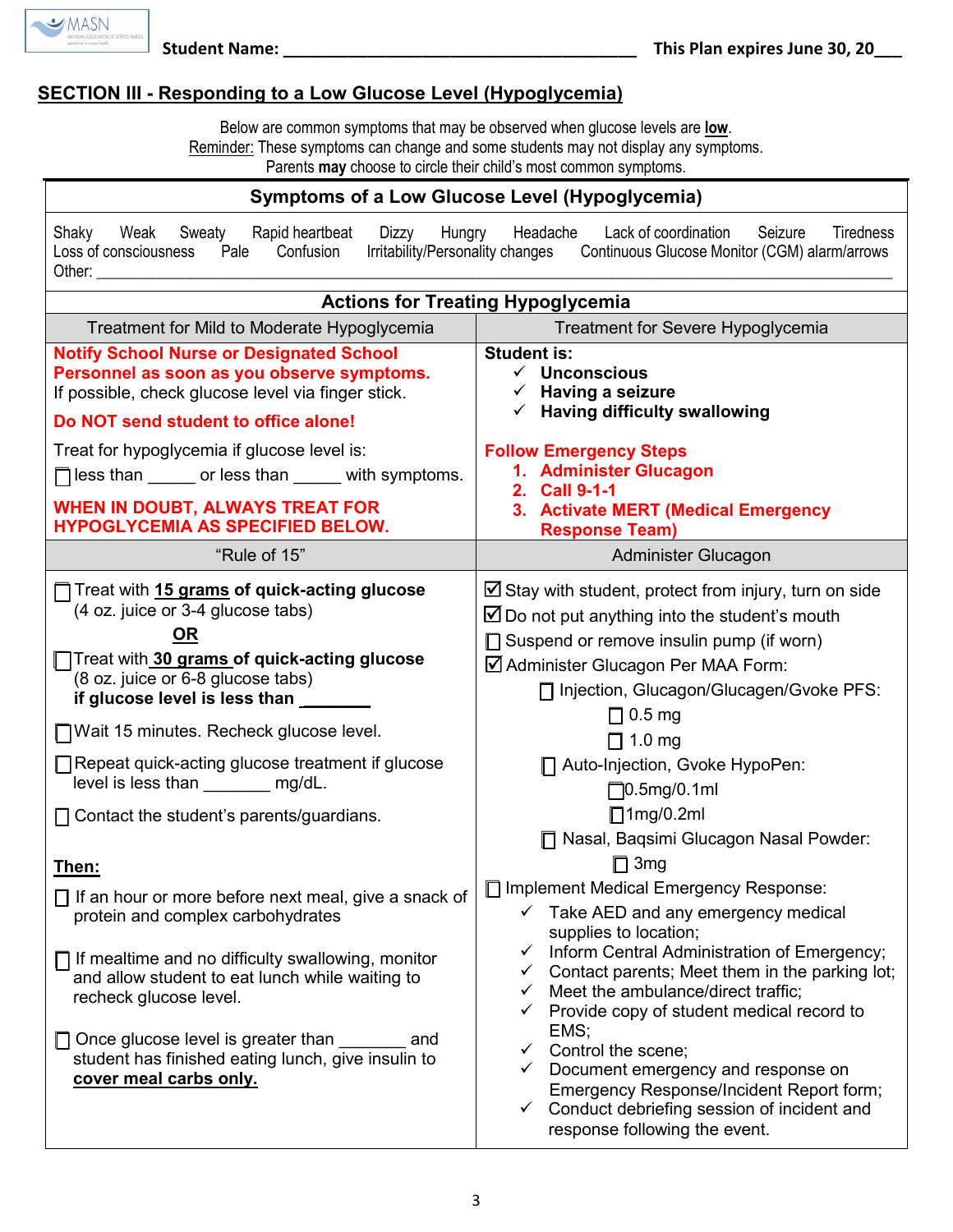Student Name: ________________________________________ This Plan expires June 30, 20___

## SECTION III - Responding to a Low Glucose Level (Hypoglycemia)

Below are common symptoms that may be observed when glucose levels are **low**.
Reminder: These symptoms can change and some students may not display any symptoms.
Parents **may** choose to circle their child's most common symptoms.

### Symptoms of a Low Glucose Level (Hypoglycemia)

Shaky   Weak   Sweaty   Rapid heartbeat   Dizzy   Hungry   Headache   Lack of coordination   Seizure   Tiredness
Loss of consciousness   Pale   Confusion   Irritability/Personality changes   Continuous Glucose Monitor (CGM) alarm/arrows
Other: ______________________________________________________________________________

### Actions for Treating Hypoglycemia

| Treatment for Mild to Moderate Hypoglycemia | Treatment for Severe Hypoglycemia |
|---|---|
| **Notify School Nurse or Designated School Personnel as soon as you observe symptoms.** If possible, check glucose level via finger stick.<br><br>**Do NOT send student to office alone!**<br><br>Treat for hypoglycemia if glucose level is:<br>☐ less than _____ or less than _____ with symptoms.<br><br>**WHEN IN DOUBT, ALWAYS TREAT FOR HYPOGLYCEMIA AS SPECIFIED BELOW.** | **Student is:**<br>✓ **Unconscious**<br>✓ **Having a seizure**<br>✓ **Having difficulty swallowing**<br><br>**Follow Emergency Steps**<br>1. **Administer Glucagon**<br>2. **Call 9-1-1**<br>3. **Activate MERT (Medical Emergency Response Team)** |
| "Rule of 15" | Administer Glucagon |
| ☐ Treat with **15 grams** of quick-acting glucose (4 oz. juice or 3-4 glucose tabs)<br>**OR**<br>☐ Treat with **30 grams** of quick-acting glucose (8 oz. juice or 6-8 glucose tabs) **if glucose level is less than ________**<br><br>☐ Wait 15 minutes. Recheck glucose level.<br><br>☐ Repeat quick-acting glucose treatment if glucose level is less than _______ mg/dL.<br><br>☐ Contact the student's parents/guardians.<br><br>**Then:**<br><br>☐ If an hour or more before next meal, give a snack of protein and complex carbohydrates<br><br>☐ If mealtime and no difficulty swallowing, monitor and allow student to eat lunch while waiting to recheck glucose level.<br><br>☐ Once glucose level is greater than _______ and student has finished eating lunch, give insulin to **cover meal carbs only.** | ☑ Stay with student, protect from injury, turn on side<br>☑ Do not put anything into the student's mouth<br>☐ Suspend or remove insulin pump (if worn)<br>☑ Administer Glucagon Per MAA Form:<br>☐ Injection, Glucagon/Glucagen/Gvoke PFS:<br>☐ 0.5 mg<br>☐ 1.0 mg<br>☐ Auto-Injection, Gvoke HypoPen:<br>☐ 0.5mg/0.1ml<br>☐ 1mg/0.2ml<br>☐ Nasal, Baqsimi Glucagon Nasal Powder:<br>☐ 3mg<br>☐ Implement Medical Emergency Response:<br>✓ Take AED and any emergency medical supplies to location;<br>✓ Inform Central Administration of Emergency;<br>✓ Contact parents; Meet them in the parking lot;<br>✓ Meet the ambulance/direct traffic;<br>✓ Provide copy of student medical record to EMS;<br>✓ Control the scene;<br>✓ Document emergency and response on Emergency Response/Incident Report form;<br>✓ Conduct debriefing session of incident and response following the event. |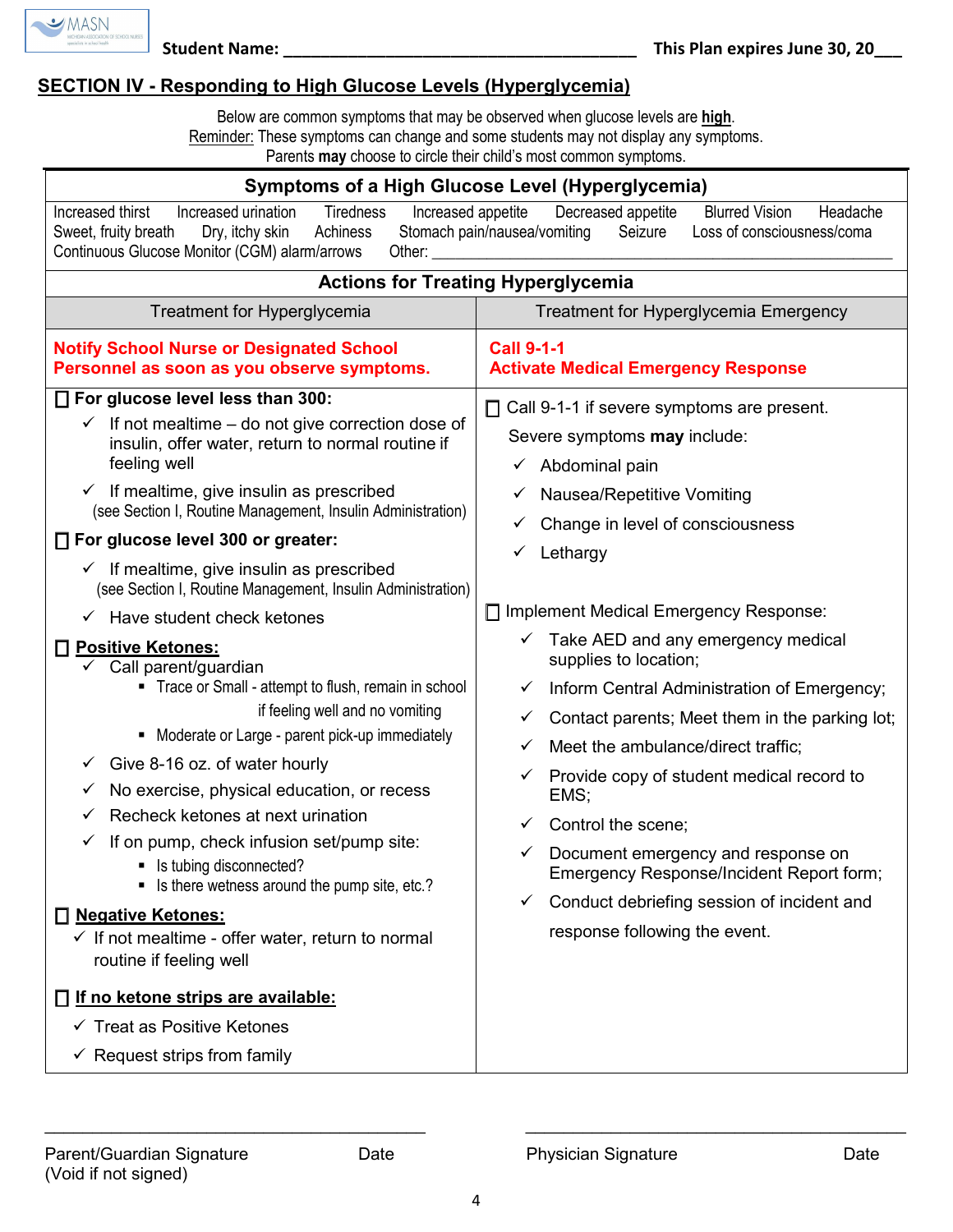Student Name: ________________________________________ This Plan expires June 30, 20___

## SECTION IV - Responding to High Glucose Levels (Hyperglycemia)

Below are common symptoms that may be observed when glucose levels are **high**.
Reminder: These symptoms can change and some students may not display any symptoms.
Parents **may** choose to circle their child's most common symptoms.

### Symptoms of a High Glucose Level (Hyperglycemia)

Increased thirst · Increased urination · Tiredness · Increased appetite · Decreased appetite · Blurred Vision · Headache · Sweet, fruity breath · Dry, itchy skin · Achiness · Stomach pain/nausea/vomiting · Seizure · Loss of consciousness/coma · Continuous Glucose Monitor (CGM) alarm/arrows · Other: ____________________

### Actions for Treating Hyperglycemia

#### Treatment for Hyperglycemia

**Notify School Nurse or Designated School Personnel as soon as you observe symptoms.**

☐ **For glucose level less than 300:**

- ✓ If not mealtime – do not give correction dose of insulin, offer water, return to normal routine if feeling well
- ✓ If mealtime, give insulin as prescribed (see Section I, Routine Management, Insulin Administration)

☐ **For glucose level 300 or greater:**

- ✓ If mealtime, give insulin as prescribed (see Section I, Routine Management, Insulin Administration)
- ✓ Have student check ketones

☐ **Positive Ketones:**

- ✓ Call parent/guardian
  - Trace or Small - attempt to flush, remain in school if feeling well and no vomiting
  - Moderate or Large - parent pick-up immediately
- ✓ Give 8-16 oz. of water hourly
- ✓ No exercise, physical education, or recess
- ✓ Recheck ketones at next urination
- ✓ If on pump, check infusion set/pump site:
  - Is tubing disconnected?
  - Is there wetness around the pump site, etc.?

☐ **Negative Ketones:**

- ✓ If not mealtime - offer water, return to normal routine if feeling well

☐ **If no ketone strips are available:**

- ✓ Treat as Positive Ketones
- ✓ Request strips from family

#### Treatment for Hyperglycemia Emergency

**Call 9-1-1**
**Activate Medical Emergency Response**

☐ Call 9-1-1 if severe symptoms are present.

Severe symptoms **may** include:

- ✓ Abdominal pain
- ✓ Nausea/Repetitive Vomiting
- ✓ Change in level of consciousness
- ✓ Lethargy

☐ Implement Medical Emergency Response:

- ✓ Take AED and any emergency medical supplies to location;
- ✓ Inform Central Administration of Emergency;
- ✓ Contact parents; Meet them in the parking lot;
- ✓ Meet the ambulance/direct traffic;
- ✓ Provide copy of student medical record to EMS;
- ✓ Control the scene;
- ✓ Document emergency and response on Emergency Response/Incident Report form;
- ✓ Conduct debriefing session of incident and response following the event.

_______________________________ Date
Parent/Guardian Signature (Void if not signed)

_______________________________ Date
Physician Signature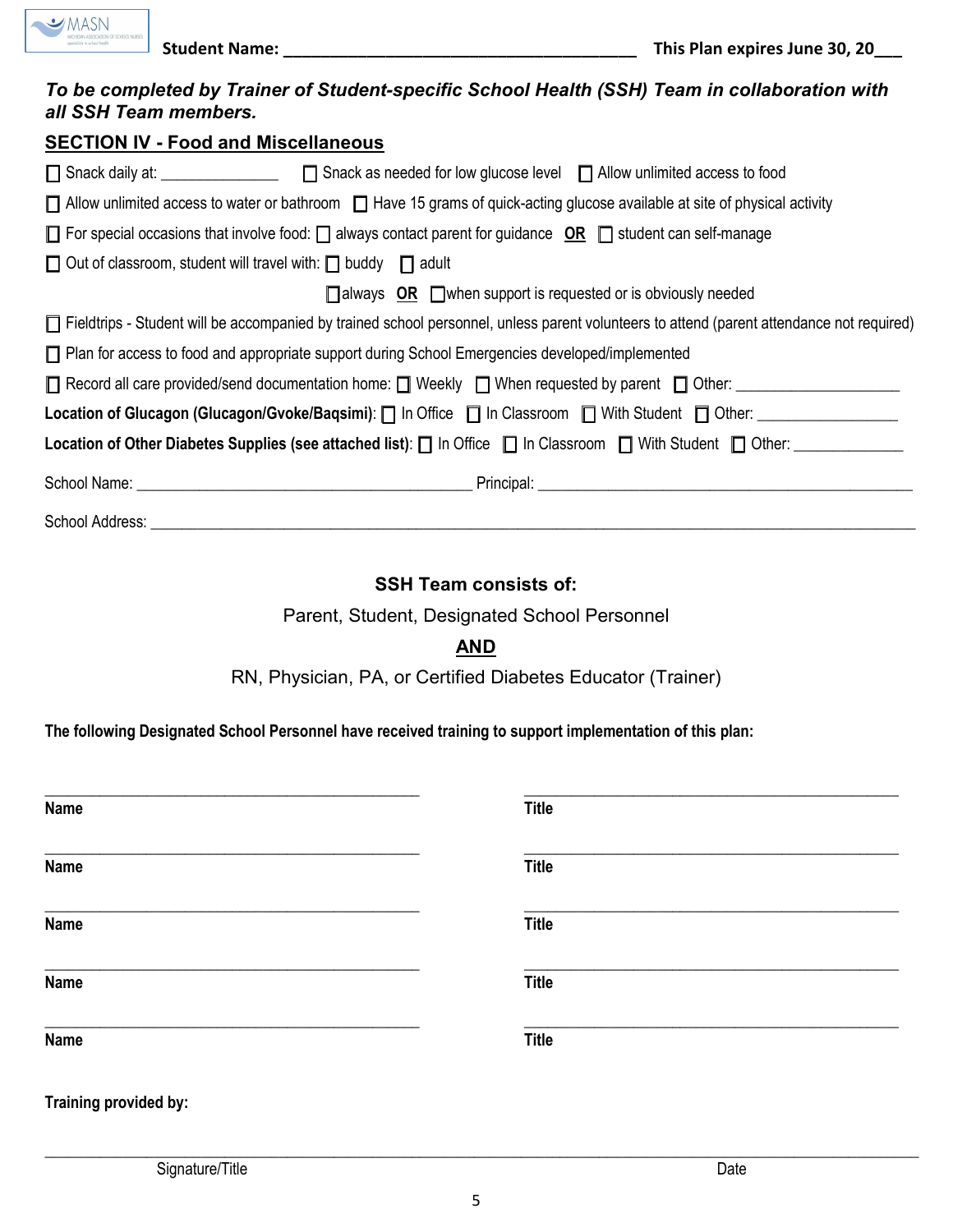Student Name: ________________________________________ This Plan expires June 30, 20___

***To be completed by Trainer of Student-specific School Health (SSH) Team in collaboration with all SSH Team members.***

## SECTION IV - Food and Miscellaneous

☐ Snack daily at: _______________ ☐ Snack as needed for low glucose level ☐ Allow unlimited access to food

☐ Allow unlimited access to water or bathroom ☐ Have 15 grams of quick-acting glucose available at site of physical activity

☐ For special occasions that involve food: ☐ always contact parent for guidance **OR** ☐ student can self-manage

☐ Out of classroom, student will travel with: ☐ buddy ☐ adult

☐ always **OR** ☐ when support is requested or is obviously needed

☐ Fieldtrips - Student will be accompanied by trained school personnel, unless parent volunteers to attend (parent attendance not required)

☐ Plan for access to food and appropriate support during School Emergencies developed/implemented

☐ Record all care provided/send documentation home: ☐ Weekly ☐ When requested by parent ☐ Other: ____________________

**Location of Glucagon (Glucagon/Gvoke/Baqsimi)**: ☐ In Office ☐ In Classroom ☐ With Student ☐ Other: _________________

**Location of Other Diabetes Supplies (see attached list)**: ☐ In Office ☐ In Classroom ☐ With Student ☐ Other: _____________

School Name: ____________________________________________ Principal: ________________________________________________

School Address: ________________________________________________________________________________________________

### SSH Team consists of:

Parent, Student, Designated School Personnel

**AND**

RN, Physician, PA, or Certified Diabetes Educator (Trainer)

**The following Designated School Personnel have received training to support implementation of this plan:**

_______________________________________________ _______________________________________________
**Name** **Title**

_______________________________________________ _______________________________________________
**Name** **Title**

_______________________________________________ _______________________________________________
**Name** **Title**

_______________________________________________ _______________________________________________
**Name** **Title**

_______________________________________________ _______________________________________________
**Name** **Title**

**Training provided by:**

______________________________________________________________________________________________________
Signature/Title Date